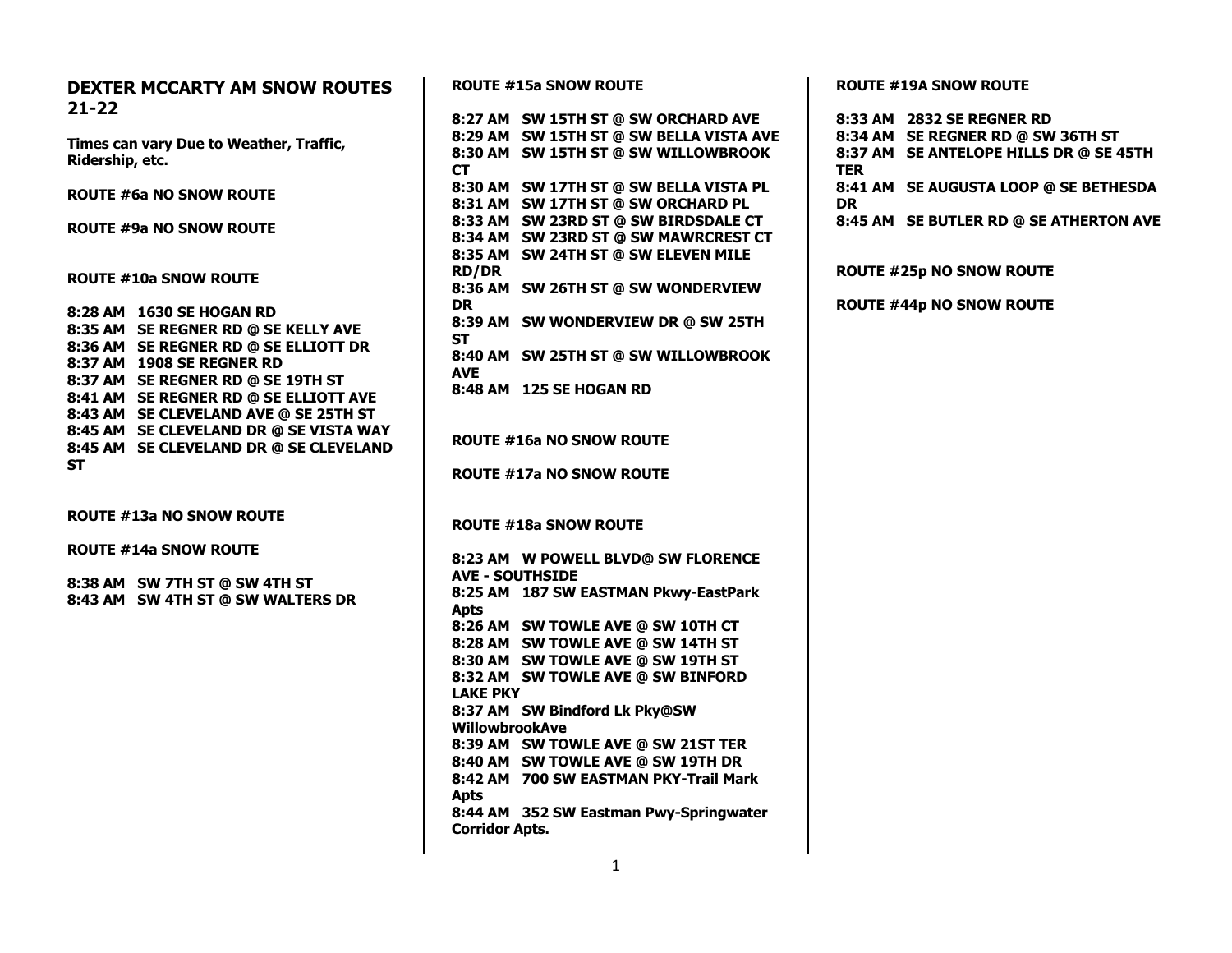# DEXTER MCCARTY AM SNOW ROUTES 21-22

**Times can vary Due to Weather, Traffic, Ridership, etc.**

**ROUTE #6a NO SNOW ROUTE**

**ROUTE #9a NO SNOW ROUTE**

**ROUTE #10a SNOW ROUTE**

**8:28 AM 1630 SE HOGAN RD**
**8:35 AM SE REGNER RD @ SE KELLY AVE**
**8:36 AM SE REGNER RD @ SE ELLIOTT DR**
**8:37 AM 1908 SE REGNER RD**
**8:37 AM SE REGNER RD @ SE 19TH ST**
**8:41 AM SE REGNER RD @ SE ELLIOTT AVE**
**8:43 AM SE CLEVELAND AVE @ SE 25TH ST**
**8:45 AM SE CLEVELAND DR @ SE VISTA WAY**
**8:45 AM SE CLEVELAND DR @ SE CLEVELAND ST**

**ROUTE #13a NO SNOW ROUTE**

**ROUTE #14a SNOW ROUTE**

**8:38 AM SW 7TH ST @ SW 4TH ST**
**8:43 AM SW 4TH ST @ SW WALTERS DR**

**ROUTE #15a SNOW ROUTE**

**8:27 AM SW 15TH ST @ SW ORCHARD AVE**
**8:29 AM SW 15TH ST @ SW BELLA VISTA AVE**
**8:30 AM SW 15TH ST @ SW WILLOWBROOK CT**
**8:30 AM SW 17TH ST @ SW BELLA VISTA PL**
**8:31 AM SW 17TH ST @ SW ORCHARD PL**
**8:33 AM SW 23RD ST @ SW BIRDSDALE CT**
**8:34 AM SW 23RD ST @ SW MAWRCREST CT**
**8:35 AM SW 24TH ST @ SW ELEVEN MILE RD/DR**
**8:36 AM SW 26TH ST @ SW WONDERVIEW DR**
**8:39 AM SW WONDERVIEW DR @ SW 25TH ST**
**8:40 AM SW 25TH ST @ SW WILLOWBROOK AVE**
**8:48 AM 125 SE HOGAN RD**

**ROUTE #16a NO SNOW ROUTE**

**ROUTE #17a NO SNOW ROUTE**

**ROUTE #18a SNOW ROUTE**

**8:23 AM W POWELL BLVD@ SW FLORENCE AVE - SOUTHSIDE**
**8:25 AM 187 SW EASTMAN Pkwy-EastPark Apts**
**8:26 AM SW TOWLE AVE @ SW 10TH CT**
**8:28 AM SW TOWLE AVE @ SW 14TH ST**
**8:30 AM SW TOWLE AVE @ SW 19TH ST**
**8:32 AM SW TOWLE AVE @ SW BINFORD LAKE PKY**
**8:37 AM SW Bindford Lk Pky@SW WillowbrookAve**
**8:39 AM SW TOWLE AVE @ SW 21ST TER**
**8:40 AM SW TOWLE AVE @ SW 19TH DR**
**8:42 AM 700 SW EASTMAN PKY-Trail Mark Apts**
**8:44 AM 352 SW Eastman Pwy-Springwater Corridor Apts.**

**ROUTE #19A SNOW ROUTE**

**8:33 AM 2832 SE REGNER RD**
**8:34 AM SE REGNER RD @ SW 36TH ST**
**8:37 AM SE ANTELOPE HILLS DR @ SE 45TH TER**
**8:41 AM SE AUGUSTA LOOP @ SE BETHESDA DR**
**8:45 AM SE BUTLER RD @ SE ATHERTON AVE**

**ROUTE #25p NO SNOW ROUTE**

**ROUTE #44p NO SNOW ROUTE**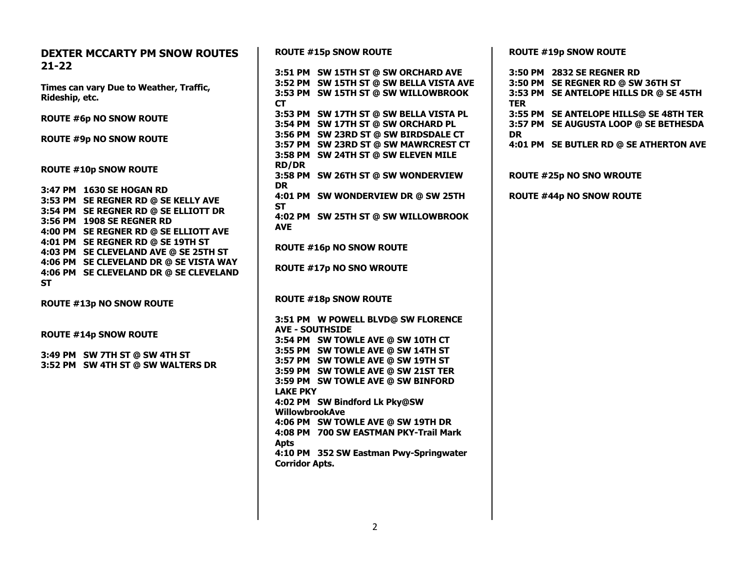## DEXTER MCCARTY PM SNOW ROUTES 21-22

**Times can vary Due to Weather, Traffic, Rideship, etc.**

**ROUTE #6p NO SNOW ROUTE**

**ROUTE #9p NO SNOW ROUTE**

**ROUTE #10p SNOW ROUTE**

**3:47 PM 1630 SE HOGAN RD**
**3:53 PM SE REGNER RD @ SE KELLY AVE**
**3:54 PM SE REGNER RD @ SE ELLIOTT DR**
**3:56 PM 1908 SE REGNER RD**
**4:00 PM SE REGNER RD @ SE ELLIOTT AVE**
**4:01 PM SE REGNER RD @ SE 19TH ST**
**4:03 PM SE CLEVELAND AVE @ SE 25TH ST**
**4:06 PM SE CLEVELAND DR @ SE VISTA WAY**
**4:06 PM SE CLEVELAND DR @ SE CLEVELAND ST**

**ROUTE #13p NO SNOW ROUTE**

**ROUTE #14p SNOW ROUTE**

**3:49 PM SW 7TH ST @ SW 4TH ST**
**3:52 PM SW 4TH ST @ SW WALTERS DR**

**ROUTE #15p SNOW ROUTE**

**3:51 PM SW 15TH ST @ SW ORCHARD AVE**
**3:52 PM SW 15TH ST @ SW BELLA VISTA AVE**
**3:53 PM SW 15TH ST @ SW WILLOWBROOK CT**
**3:53 PM SW 17TH ST @ SW BELLA VISTA PL**
**3:54 PM SW 17TH ST @ SW ORCHARD PL**
**3:56 PM SW 23RD ST @ SW BIRDSDALE CT**
**3:57 PM SW 23RD ST @ SW MAWRCREST CT**
**3:58 PM SW 24TH ST @ SW ELEVEN MILE RD/DR**
**3:58 PM SW 26TH ST @ SW WONDERVIEW DR**
**4:01 PM SW WONDERVIEW DR @ SW 25TH ST**
**4:02 PM SW 25TH ST @ SW WILLOWBROOK AVE**

**ROUTE #16p NO SNOW ROUTE**

**ROUTE #17p NO SNO WROUTE**

**ROUTE #18p SNOW ROUTE**

**3:51 PM W POWELL BLVD@ SW FLORENCE AVE - SOUTHSIDE**
**3:54 PM SW TOWLE AVE @ SW 10TH CT**
**3:55 PM SW TOWLE AVE @ SW 14TH ST**
**3:57 PM SW TOWLE AVE @ SW 19TH ST**
**3:59 PM SW TOWLE AVE @ SW 21ST TER**
**3:59 PM SW TOWLE AVE @ SW BINFORD LAKE PKY**
**4:02 PM SW Bindford Lk Pky@SW WillowbrookAve**
**4:06 PM SW TOWLE AVE @ SW 19TH DR**
**4:08 PM 700 SW EASTMAN PKY-Trail Mark Apts**
**4:10 PM 352 SW Eastman Pwy-Springwater Corridor Apts.**

**ROUTE #19p SNOW ROUTE**

**3:50 PM 2832 SE REGNER RD**
**3:50 PM SE REGNER RD @ SW 36TH ST**
**3:53 PM SE ANTELOPE HILLS DR @ SE 45TH TER**
**3:55 PM SE ANTELOPE HILLS@ SE 48TH TER**
**3:57 PM SE AUGUSTA LOOP @ SE BETHESDA DR**
**4:01 PM SE BUTLER RD @ SE ATHERTON AVE**

**ROUTE #25p NO SNO WROUTE**

**ROUTE #44p NO SNOW ROUTE**